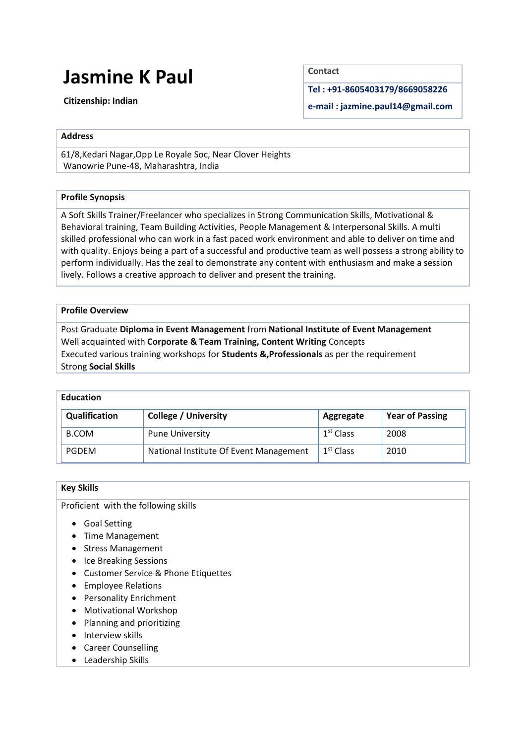# Jasmine K Paul

**Citizenship: Indian**

**Contact**

**Tel : +91-8605403179/8669058226**

**e-mail : jazmine.paul14@gmail.com**

## Address

61/8,Kedari Nagar,Opp Le Royale Soc, Near Clover Heights
Wanowrie Pune-48, Maharashtra, India

## Profile Synopsis

A Soft Skills Trainer/Freelancer who specializes in Strong Communication Skills, Motivational & Behavioral training, Team Building Activities, People Management & Interpersonal Skills. A multi skilled professional who can work in a fast paced work environment and able to deliver on time and with quality. Enjoys being a part of a successful and productive team as well possess a strong ability to perform individually. Has the zeal to demonstrate any content with enthusiasm and make a session lively. Follows a creative approach to deliver and present the training.

## Profile Overview

Post Graduate **Diploma in Event Management** from **National Institute of Event Management**
Well acquainted with **Corporate & Team Training, Content Writing** Concepts
Executed various training workshops for **Students &,Professionals** as per the requirement
Strong **Social Skills**

## Education

| Qualification | College / University | Aggregate | Year of Passing |
|---|---|---|---|
| B.COM | Pune University | 1st Class | 2008 |
| PGDEM | National Institute Of Event Management | 1st Class | 2010 |

## Key Skills

Proficient with the following skills

- Goal Setting
- Time Management
- Stress Management
- Ice Breaking Sessions
- Customer Service & Phone Etiquettes
- Employee Relations
- Personality Enrichment
- Motivational Workshop
- Planning and prioritizing
- Interview skills
- Career Counselling
- Leadership Skills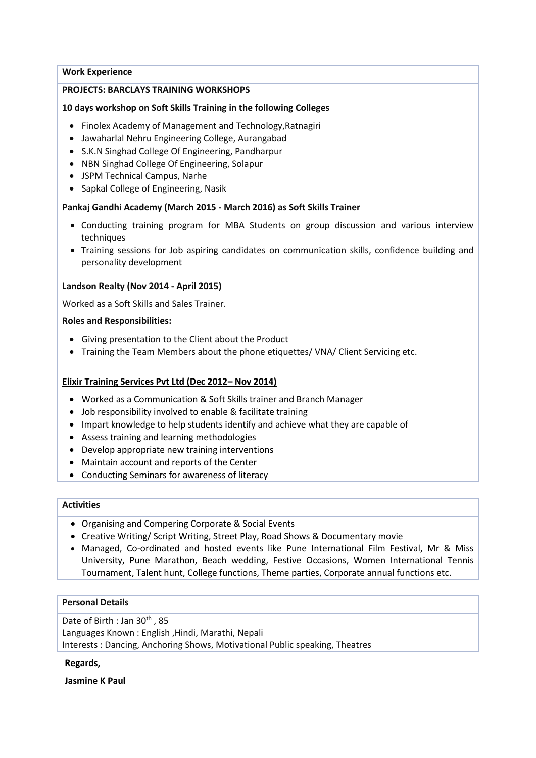## Work Experience

**PROJECTS: BARCLAYS TRAINING WORKSHOPS**

**10 days workshop on Soft Skills Training in the following Colleges**

- Finolex Academy of Management and Technology,Ratnagiri
- Jawaharlal Nehru Engineering College, Aurangabad
- S.K.N Singhad College Of Engineering, Pandharpur
- NBN Singhad College Of Engineering, Solapur
- JSPM Technical Campus, Narhe
- Sapkal College of Engineering, Nasik

**Pankaj Gandhi Academy (March 2015 - March 2016) as Soft Skills Trainer**

- Conducting training program for MBA Students on group discussion and various interview techniques
- Training sessions for Job aspiring candidates on communication skills, confidence building and personality development

**Landson Realty (Nov 2014 - April 2015)**

Worked as a Soft Skills and Sales Trainer.

**Roles and Responsibilities:**

- Giving presentation to the Client about the Product
- Training the Team Members about the phone etiquettes/ VNA/ Client Servicing etc.

**Elixir Training Services Pvt Ltd (Dec 2012– Nov 2014)**

- Worked as a Communication & Soft Skills trainer and Branch Manager
- Job responsibility involved to enable & facilitate training
- Impart knowledge to help students identify and achieve what they are capable of
- Assess training and learning methodologies
- Develop appropriate new training interventions
- Maintain account and reports of the Center
- Conducting Seminars for awareness of literacy

## Activities

- Organising and Compering Corporate & Social Events
- Creative Writing/ Script Writing, Street Play, Road Shows & Documentary movie
- Managed, Co-ordinated and hosted events like Pune International Film Festival, Mr & Miss University, Pune Marathon, Beach wedding, Festive Occasions, Women International Tennis Tournament, Talent hunt, College functions, Theme parties, Corporate annual functions etc.

## Personal Details

Date of Birth : Jan 30th , 85
Languages Known : English ,Hindi, Marathi, Nepali
Interests : Dancing, Anchoring Shows, Motivational Public speaking, Theatres

**Regards,**

**Jasmine K Paul**